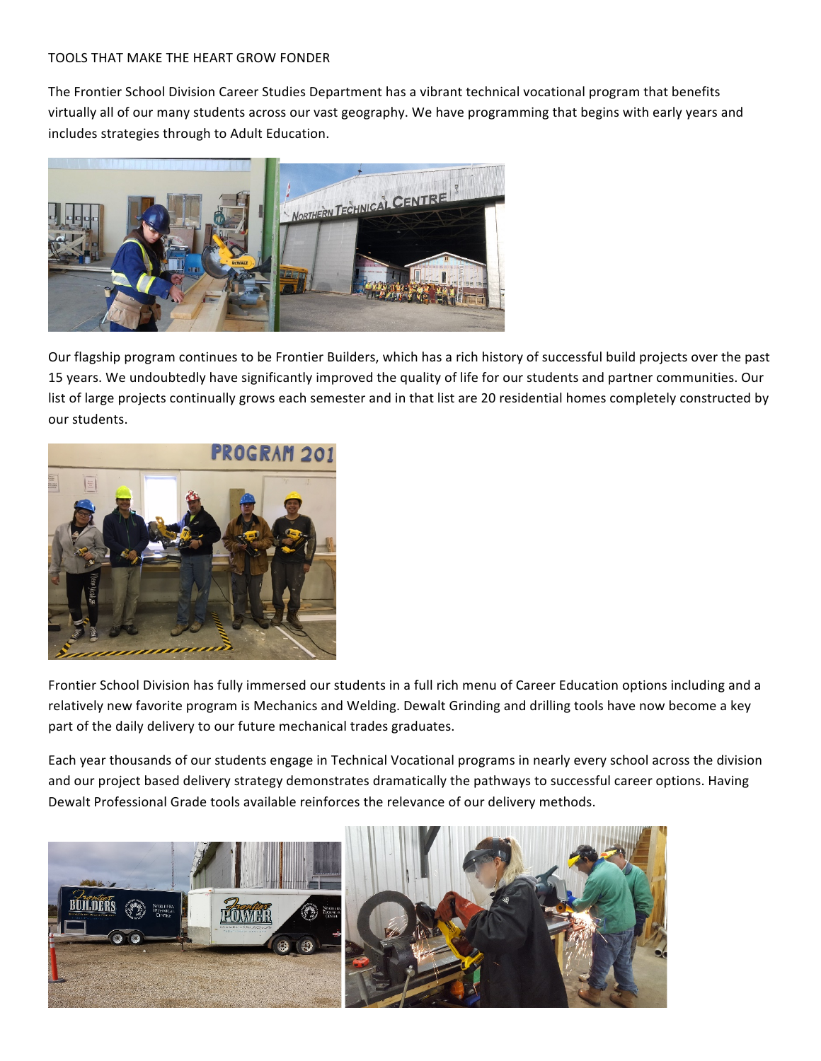# TOOLS THAT MAKE THE HEART GROW FONDER

The Frontier School Division Career Studies Department has a vibrant technical vocational program that benefits virtually all of our many students across our vast geography. We have programming that begins with early years and includes strategies through to Adult Education.

Our flagship program continues to be Frontier Builders, which has a rich history of successful build projects over the past 15 years. We undoubtedly have significantly improved the quality of life for our students and partner communities. Our list of large projects continually grows each semester and in that list are 20 residential homes completely constructed by our students.

Frontier School Division has fully immersed our students in a full rich menu of Career Education options including and a relatively new favorite program is Mechanics and Welding. Dewalt Grinding and drilling tools have now become a key part of the daily delivery to our future mechanical trades graduates.

Each year thousands of our students engage in Technical Vocational programs in nearly every school across the division and our project based delivery strategy demonstrates dramatically the pathways to successful career options. Having Dewalt Professional Grade tools available reinforces the relevance of our delivery methods.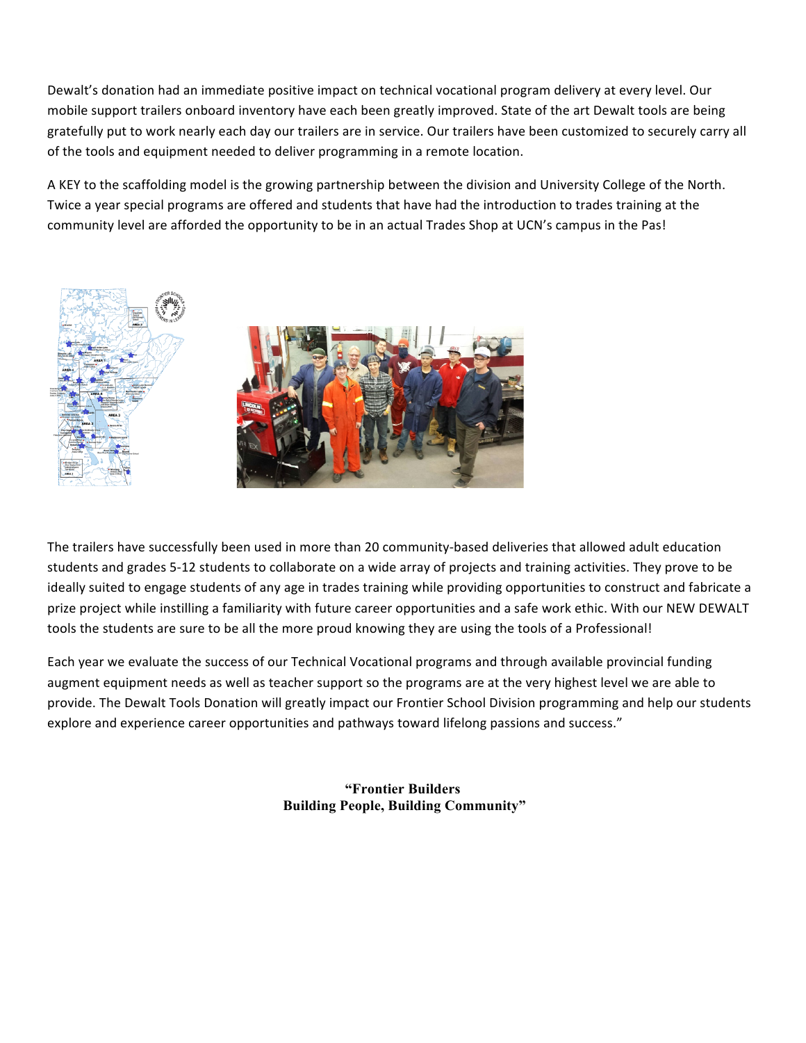Dewalt's donation had an immediate positive impact on technical vocational program delivery at every level. Our mobile support trailers onboard inventory have each been greatly improved. State of the art Dewalt tools are being gratefully put to work nearly each day our trailers are in service. Our trailers have been customized to securely carry all of the tools and equipment needed to deliver programming in a remote location.

A KEY to the scaffolding model is the growing partnership between the division and University College of the North. Twice a year special programs are offered and students that have had the introduction to trades training at the community level are afforded the opportunity to be in an actual Trades Shop at UCN's campus in the Pas!

The trailers have successfully been used in more than 20 community-based deliveries that allowed adult education students and grades 5-12 students to collaborate on a wide array of projects and training activities. They prove to be ideally suited to engage students of any age in trades training while providing opportunities to construct and fabricate a prize project while instilling a familiarity with future career opportunities and a safe work ethic. With our NEW DEWALT tools the students are sure to be all the more proud knowing they are using the tools of a Professional!

Each year we evaluate the success of our Technical Vocational programs and through available provincial funding augment equipment needs as well as teacher support so the programs are at the very highest level we are able to provide. The Dewalt Tools Donation will greatly impact our Frontier School Division programming and help our students explore and experience career opportunities and pathways toward lifelong passions and success."

**"Frontier Builders**
**Building People, Building Community"**